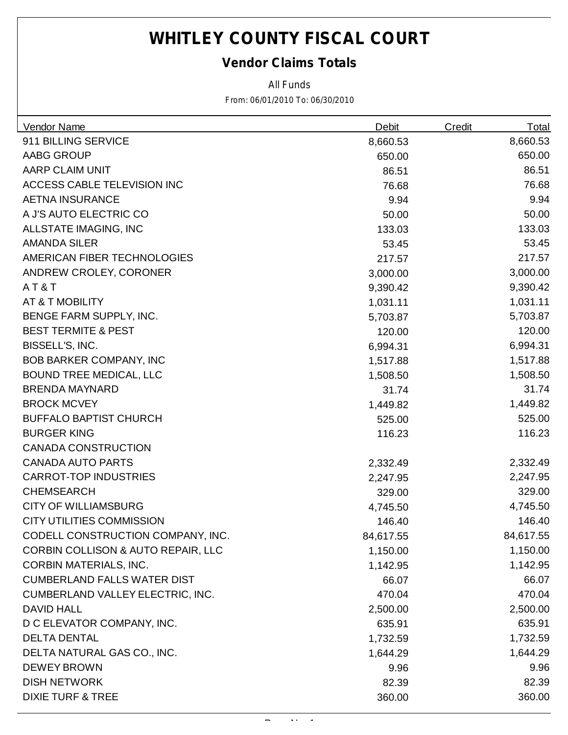# WHITLEY COUNTY FISCAL COURT

## Vendor Claims Totals

All Funds

From: 06/01/2010 To: 06/30/2010

| Vendor Name | Debit | Credit | Total |
|---|---|---|---|
| 911 BILLING SERVICE | 8,660.53 | | 8,660.53 |
| AABG GROUP | 650.00 | | 650.00 |
| AARP CLAIM UNIT | 86.51 | | 86.51 |
| ACCESS CABLE TELEVISION INC | 76.68 | | 76.68 |
| AETNA INSURANCE | 9.94 | | 9.94 |
| A J'S AUTO ELECTRIC CO | 50.00 | | 50.00 |
| ALLSTATE IMAGING, INC | 133.03 | | 133.03 |
| AMANDA SILER | 53.45 | | 53.45 |
| AMERICAN FIBER TECHNOLOGIES | 217.57 | | 217.57 |
| ANDREW CROLEY, CORONER | 3,000.00 | | 3,000.00 |
| A T & T | 9,390.42 | | 9,390.42 |
| AT & T MOBILITY | 1,031.11 | | 1,031.11 |
| BENGE FARM SUPPLY, INC. | 5,703.87 | | 5,703.87 |
| BEST TERMITE & PEST | 120.00 | | 120.00 |
| BISSELL'S, INC. | 6,994.31 | | 6,994.31 |
| BOB BARKER COMPANY, INC | 1,517.88 | | 1,517.88 |
| BOUND TREE MEDICAL, LLC | 1,508.50 | | 1,508.50 |
| BRENDA MAYNARD | 31.74 | | 31.74 |
| BROCK MCVEY | 1,449.82 | | 1,449.82 |
| BUFFALO BAPTIST CHURCH | 525.00 | | 525.00 |
| BURGER KING | 116.23 | | 116.23 |
| CANADA CONSTRUCTION | | | |
| CANADA AUTO PARTS | 2,332.49 | | 2,332.49 |
| CARROT-TOP INDUSTRIES | 2,247.95 | | 2,247.95 |
| CHEMSEARCH | 329.00 | | 329.00 |
| CITY OF WILLIAMSBURG | 4,745.50 | | 4,745.50 |
| CITY UTILITIES COMMISSION | 146.40 | | 146.40 |
| CODELL CONSTRUCTION COMPANY, INC. | 84,617.55 | | 84,617.55 |
| CORBIN COLLISON & AUTO REPAIR, LLC | 1,150.00 | | 1,150.00 |
| CORBIN MATERIALS, INC. | 1,142.95 | | 1,142.95 |
| CUMBERLAND FALLS WATER DIST | 66.07 | | 66.07 |
| CUMBERLAND VALLEY ELECTRIC, INC. | 470.04 | | 470.04 |
| DAVID HALL | 2,500.00 | | 2,500.00 |
| D C ELEVATOR COMPANY, INC. | 635.91 | | 635.91 |
| DELTA DENTAL | 1,732.59 | | 1,732.59 |
| DELTA NATURAL GAS CO., INC. | 1,644.29 | | 1,644.29 |
| DEWEY BROWN | 9.96 | | 9.96 |
| DISH NETWORK | 82.39 | | 82.39 |
| DIXIE TURF & TREE | 360.00 | | 360.00 |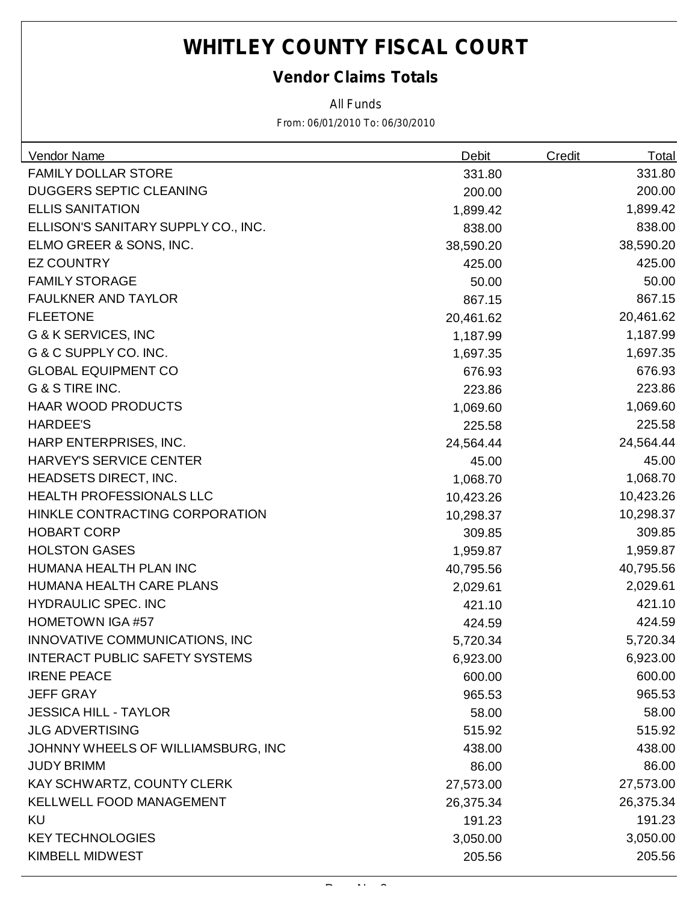# WHITLEY COUNTY FISCAL COURT

## Vendor Claims Totals

All Funds

From: 06/01/2010 To: 06/30/2010

| Vendor Name | Debit | Credit | Total |
|---|---|---|---|
| FAMILY DOLLAR STORE | 331.80 | | 331.80 |
| DUGGERS SEPTIC CLEANING | 200.00 | | 200.00 |
| ELLIS SANITATION | 1,899.42 | | 1,899.42 |
| ELLISON'S SANITARY SUPPLY CO., INC. | 838.00 | | 838.00 |
| ELMO GREER & SONS, INC. | 38,590.20 | | 38,590.20 |
| EZ COUNTRY | 425.00 | | 425.00 |
| FAMILY STORAGE | 50.00 | | 50.00 |
| FAULKNER AND TAYLOR | 867.15 | | 867.15 |
| FLEETONE | 20,461.62 | | 20,461.62 |
| G & K SERVICES, INC | 1,187.99 | | 1,187.99 |
| G & C SUPPLY CO. INC. | 1,697.35 | | 1,697.35 |
| GLOBAL EQUIPMENT CO | 676.93 | | 676.93 |
| G & S TIRE INC. | 223.86 | | 223.86 |
| HAAR WOOD PRODUCTS | 1,069.60 | | 1,069.60 |
| HARDEE'S | 225.58 | | 225.58 |
| HARP ENTERPRISES, INC. | 24,564.44 | | 24,564.44 |
| HARVEY'S SERVICE CENTER | 45.00 | | 45.00 |
| HEADSETS DIRECT, INC. | 1,068.70 | | 1,068.70 |
| HEALTH PROFESSIONALS LLC | 10,423.26 | | 10,423.26 |
| HINKLE CONTRACTING CORPORATION | 10,298.37 | | 10,298.37 |
| HOBART CORP | 309.85 | | 309.85 |
| HOLSTON GASES | 1,959.87 | | 1,959.87 |
| HUMANA HEALTH PLAN INC | 40,795.56 | | 40,795.56 |
| HUMANA HEALTH CARE PLANS | 2,029.61 | | 2,029.61 |
| HYDRAULIC SPEC. INC | 421.10 | | 421.10 |
| HOMETOWN IGA #57 | 424.59 | | 424.59 |
| INNOVATIVE COMMUNICATIONS, INC | 5,720.34 | | 5,720.34 |
| INTERACT PUBLIC SAFETY SYSTEMS | 6,923.00 | | 6,923.00 |
| IRENE PEACE | 600.00 | | 600.00 |
| JEFF GRAY | 965.53 | | 965.53 |
| JESSICA HILL - TAYLOR | 58.00 | | 58.00 |
| JLG ADVERTISING | 515.92 | | 515.92 |
| JOHNNY WHEELS OF WILLIAMSBURG, INC | 438.00 | | 438.00 |
| JUDY BRIMM | 86.00 | | 86.00 |
| KAY SCHWARTZ, COUNTY CLERK | 27,573.00 | | 27,573.00 |
| KELLWELL FOOD MANAGEMENT | 26,375.34 | | 26,375.34 |
| KU | 191.23 | | 191.23 |
| KEY TECHNOLOGIES | 3,050.00 | | 3,050.00 |
| KIMBELL MIDWEST | 205.56 | | 205.56 |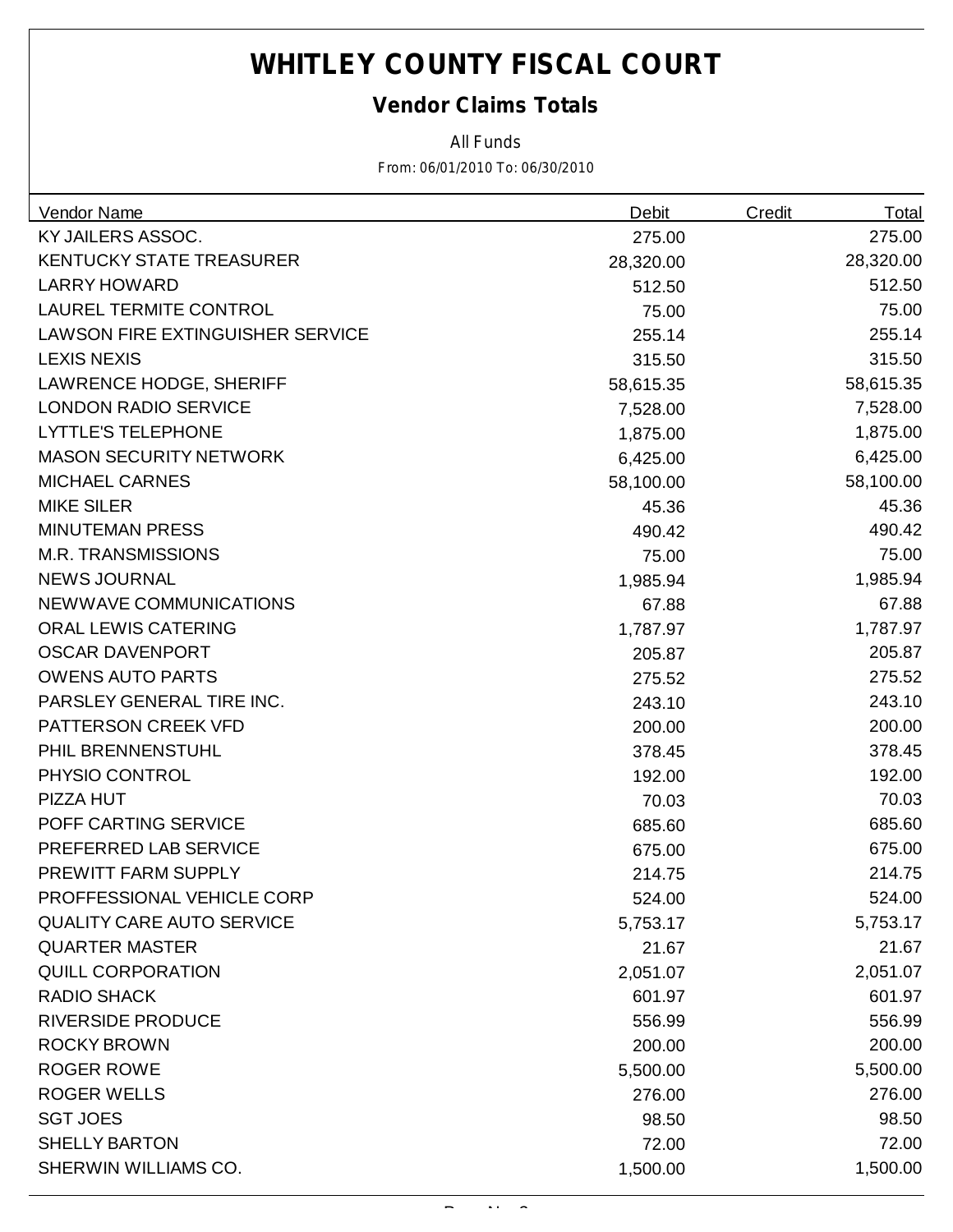# WHITLEY COUNTY FISCAL COURT

## Vendor Claims Totals

All Funds

From: 06/01/2010 To: 06/30/2010

| Vendor Name | Debit | Credit | Total |
|---|---|---|---|
| KY JAILERS ASSOC. | 275.00 | | 275.00 |
| KENTUCKY STATE TREASURER | 28,320.00 | | 28,320.00 |
| LARRY HOWARD | 512.50 | | 512.50 |
| LAUREL TERMITE CONTROL | 75.00 | | 75.00 |
| LAWSON FIRE EXTINGUISHER SERVICE | 255.14 | | 255.14 |
| LEXIS NEXIS | 315.50 | | 315.50 |
| LAWRENCE HODGE, SHERIFF | 58,615.35 | | 58,615.35 |
| LONDON RADIO SERVICE | 7,528.00 | | 7,528.00 |
| LYTTLE'S TELEPHONE | 1,875.00 | | 1,875.00 |
| MASON SECURITY NETWORK | 6,425.00 | | 6,425.00 |
| MICHAEL CARNES | 58,100.00 | | 58,100.00 |
| MIKE SILER | 45.36 | | 45.36 |
| MINUTEMAN PRESS | 490.42 | | 490.42 |
| M.R. TRANSMISSIONS | 75.00 | | 75.00 |
| NEWS JOURNAL | 1,985.94 | | 1,985.94 |
| NEWWAVE COMMUNICATIONS | 67.88 | | 67.88 |
| ORAL LEWIS CATERING | 1,787.97 | | 1,787.97 |
| OSCAR DAVENPORT | 205.87 | | 205.87 |
| OWENS AUTO PARTS | 275.52 | | 275.52 |
| PARSLEY GENERAL TIRE INC. | 243.10 | | 243.10 |
| PATTERSON CREEK VFD | 200.00 | | 200.00 |
| PHIL BRENNENSTUHL | 378.45 | | 378.45 |
| PHYSIO CONTROL | 192.00 | | 192.00 |
| PIZZA HUT | 70.03 | | 70.03 |
| POFF CARTING SERVICE | 685.60 | | 685.60 |
| PREFERRED LAB SERVICE | 675.00 | | 675.00 |
| PREWITT FARM SUPPLY | 214.75 | | 214.75 |
| PROFFESSIONAL VEHICLE CORP | 524.00 | | 524.00 |
| QUALITY CARE AUTO SERVICE | 5,753.17 | | 5,753.17 |
| QUARTER MASTER | 21.67 | | 21.67 |
| QUILL CORPORATION | 2,051.07 | | 2,051.07 |
| RADIO SHACK | 601.97 | | 601.97 |
| RIVERSIDE PRODUCE | 556.99 | | 556.99 |
| ROCKY BROWN | 200.00 | | 200.00 |
| ROGER ROWE | 5,500.00 | | 5,500.00 |
| ROGER WELLS | 276.00 | | 276.00 |
| SGT JOES | 98.50 | | 98.50 |
| SHELLY BARTON | 72.00 | | 72.00 |
| SHERWIN WILLIAMS CO. | 1,500.00 | | 1,500.00 |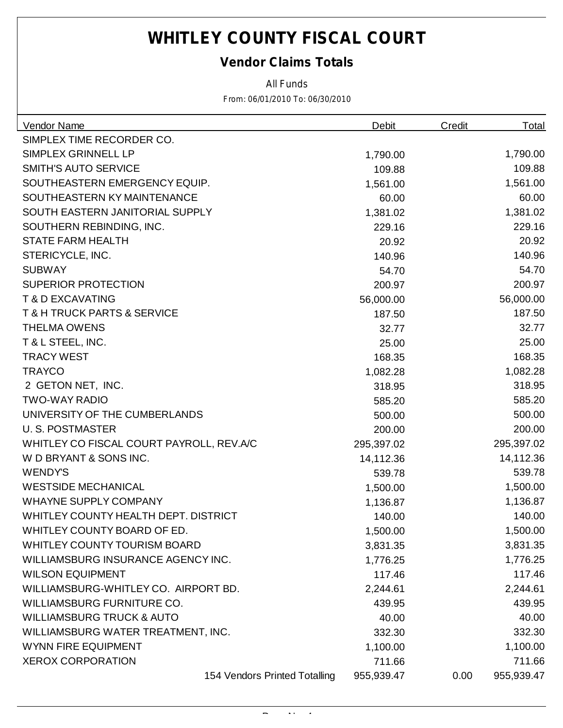# WHITLEY COUNTY FISCAL COURT

## Vendor Claims Totals

All Funds

From: 06/01/2010 To: 06/30/2010

| Vendor Name | Debit | Credit | Total |
|---|---|---|---|
| SIMPLEX TIME RECORDER CO. | | | |
| SIMPLEX GRINNELL LP | 1,790.00 | | 1,790.00 |
| SMITH'S AUTO SERVICE | 109.88 | | 109.88 |
| SOUTHEASTERN EMERGENCY EQUIP. | 1,561.00 | | 1,561.00 |
| SOUTHEASTERN KY MAINTENANCE | 60.00 | | 60.00 |
| SOUTH EASTERN JANITORIAL SUPPLY | 1,381.02 | | 1,381.02 |
| SOUTHERN REBINDING, INC. | 229.16 | | 229.16 |
| STATE FARM HEALTH | 20.92 | | 20.92 |
| STERICYCLE, INC. | 140.96 | | 140.96 |
| SUBWAY | 54.70 | | 54.70 |
| SUPERIOR PROTECTION | 200.97 | | 200.97 |
| T & D EXCAVATING | 56,000.00 | | 56,000.00 |
| T & H TRUCK PARTS & SERVICE | 187.50 | | 187.50 |
| THELMA OWENS | 32.77 | | 32.77 |
| T & L STEEL, INC. | 25.00 | | 25.00 |
| TRACY WEST | 168.35 | | 168.35 |
| TRAYCO | 1,082.28 | | 1,082.28 |
| 2 GETON NET, INC. | 318.95 | | 318.95 |
| TWO-WAY RADIO | 585.20 | | 585.20 |
| UNIVERSITY OF THE CUMBERLANDS | 500.00 | | 500.00 |
| U. S. POSTMASTER | 200.00 | | 200.00 |
| WHITLEY CO FISCAL COURT PAYROLL, REV.A/C | 295,397.02 | | 295,397.02 |
| W D BRYANT & SONS INC. | 14,112.36 | | 14,112.36 |
| WENDY'S | 539.78 | | 539.78 |
| WESTSIDE MECHANICAL | 1,500.00 | | 1,500.00 |
| WHAYNE SUPPLY COMPANY | 1,136.87 | | 1,136.87 |
| WHITLEY COUNTY HEALTH DEPT. DISTRICT | 140.00 | | 140.00 |
| WHITLEY COUNTY BOARD OF ED. | 1,500.00 | | 1,500.00 |
| WHITLEY COUNTY TOURISM BOARD | 3,831.35 | | 3,831.35 |
| WILLIAMSBURG INSURANCE AGENCY INC. | 1,776.25 | | 1,776.25 |
| WILSON EQUIPMENT | 117.46 | | 117.46 |
| WILLIAMSBURG-WHITLEY CO. AIRPORT BD. | 2,244.61 | | 2,244.61 |
| WILLIAMSBURG FURNITURE CO. | 439.95 | | 439.95 |
| WILLIAMSBURG TRUCK & AUTO | 40.00 | | 40.00 |
| WILLIAMSBURG WATER TREATMENT, INC. | 332.30 | | 332.30 |
| WYNN FIRE EQUIPMENT | 1,100.00 | | 1,100.00 |
| XEROX CORPORATION | 711.66 | | 711.66 |
| 154 Vendors Printed Totalling | 955,939.47 | 0.00 | 955,939.47 |